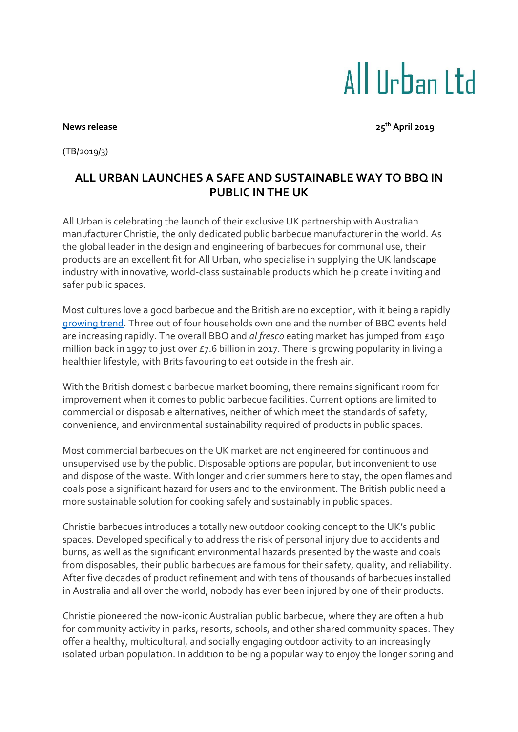# All Urban Ltd

**News release** **25th April 2019**

(TB/2019/3)

## ALL URBAN LAUNCHES A SAFE AND SUSTAINABLE WAY TO BBQ IN PUBLIC IN THE UK

All Urban is celebrating the launch of their exclusive UK partnership with Australian manufacturer Christie, the only dedicated public barbecue manufacturer in the world. As the global leader in the design and engineering of barbecues for communal use, their products are an excellent fit for All Urban, who specialise in supplying the UK landscape industry with innovative, world-class sustainable products which help create inviting and safer public spaces.

Most cultures love a good barbecue and the British are no exception, with it being a rapidly growing trend. Three out of four households own one and the number of BBQ events held are increasing rapidly. The overall BBQ and *al fresco* eating market has jumped from £150 million back in 1997 to just over £7.6 billion in 2017. There is growing popularity in living a healthier lifestyle, with Brits favouring to eat outside in the fresh air.

With the British domestic barbecue market booming, there remains significant room for improvement when it comes to public barbecue facilities. Current options are limited to commercial or disposable alternatives, neither of which meet the standards of safety, convenience, and environmental sustainability required of products in public spaces.

Most commercial barbecues on the UK market are not engineered for continuous and unsupervised use by the public. Disposable options are popular, but inconvenient to use and dispose of the waste. With longer and drier summers here to stay, the open flames and coals pose a significant hazard for users and to the environment. The British public need a more sustainable solution for cooking safely and sustainably in public spaces.

Christie barbecues introduces a totally new outdoor cooking concept to the UK's public spaces. Developed specifically to address the risk of personal injury due to accidents and burns, as well as the significant environmental hazards presented by the waste and coals from disposables, their public barbecues are famous for their safety, quality, and reliability. After five decades of product refinement and with tens of thousands of barbecues installed in Australia and all over the world, nobody has ever been injured by one of their products.

Christie pioneered the now-iconic Australian public barbecue, where they are often a hub for community activity in parks, resorts, schools, and other shared community spaces. They offer a healthy, multicultural, and socially engaging outdoor activity to an increasingly isolated urban population. In addition to being a popular way to enjoy the longer spring and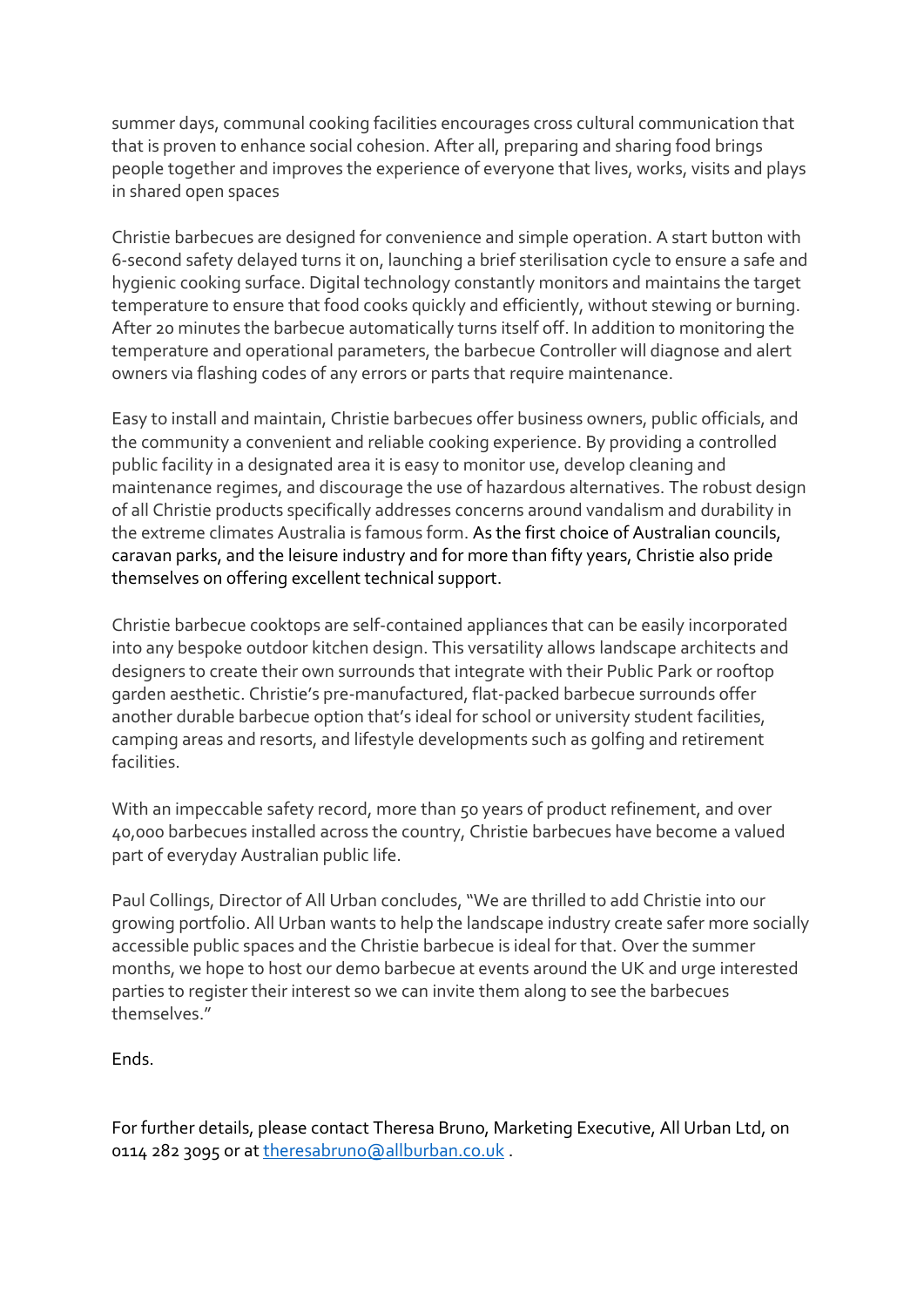summer days, communal cooking facilities encourages cross cultural communication that that is proven to enhance social cohesion. After all, preparing and sharing food brings people together and improves the experience of everyone that lives, works, visits and plays in shared open spaces

Christie barbecues are designed for convenience and simple operation. A start button with 6-second safety delayed turns it on, launching a brief sterilisation cycle to ensure a safe and hygienic cooking surface. Digital technology constantly monitors and maintains the target temperature to ensure that food cooks quickly and efficiently, without stewing or burning. After 20 minutes the barbecue automatically turns itself off. In addition to monitoring the temperature and operational parameters, the barbecue Controller will diagnose and alert owners via flashing codes of any errors or parts that require maintenance.

Easy to install and maintain, Christie barbecues offer business owners, public officials, and the community a convenient and reliable cooking experience. By providing a controlled public facility in a designated area it is easy to monitor use, develop cleaning and maintenance regimes, and discourage the use of hazardous alternatives. The robust design of all Christie products specifically addresses concerns around vandalism and durability in the extreme climates Australia is famous form. As the first choice of Australian councils, caravan parks, and the leisure industry and for more than fifty years, Christie also pride themselves on offering excellent technical support.

Christie barbecue cooktops are self-contained appliances that can be easily incorporated into any bespoke outdoor kitchen design. This versatility allows landscape architects and designers to create their own surrounds that integrate with their Public Park or rooftop garden aesthetic. Christie's pre-manufactured, flat-packed barbecue surrounds offer another durable barbecue option that's ideal for school or university student facilities, camping areas and resorts, and lifestyle developments such as golfing and retirement facilities.

With an impeccable safety record, more than 50 years of product refinement, and over 40,000 barbecues installed across the country, Christie barbecues have become a valued part of everyday Australian public life.

Paul Collings, Director of All Urban concludes, "We are thrilled to add Christie into our growing portfolio. All Urban wants to help the landscape industry create safer more socially accessible public spaces and the Christie barbecue is ideal for that. Over the summer months, we hope to host our demo barbecue at events around the UK and urge interested parties to register their interest so we can invite them along to see the barbecues themselves."

Ends.

For further details, please contact Theresa Bruno, Marketing Executive, All Urban Ltd, on 0114 282 3095 or at theresabruno@allburban.co.uk .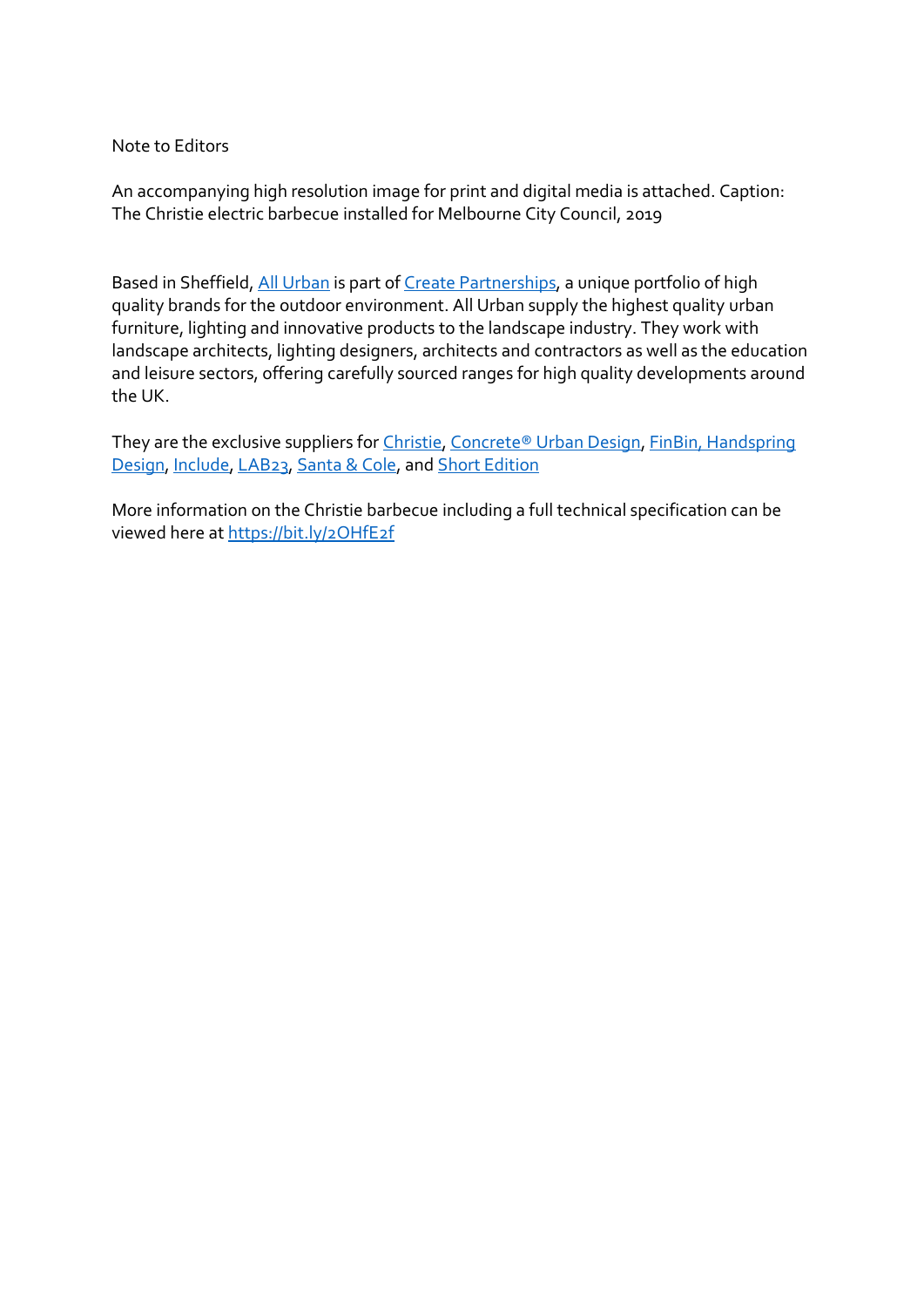Note to Editors

An accompanying high resolution image for print and digital media is attached. Caption: The Christie electric barbecue installed for Melbourne City Council, 2019

Based in Sheffield, All Urban is part of Create Partnerships, a unique portfolio of high quality brands for the outdoor environment. All Urban supply the highest quality urban furniture, lighting and innovative products to the landscape industry. They work with landscape architects, lighting designers, architects and contractors as well as the education and leisure sectors, offering carefully sourced ranges for high quality developments around the UK.

They are the exclusive suppliers for Christie, Concrete® Urban Design, FinBin, Handspring Design, Include, LAB23, Santa & Cole, and Short Edition

More information on the Christie barbecue including a full technical specification can be viewed here at https://bit.ly/2OHfE2f